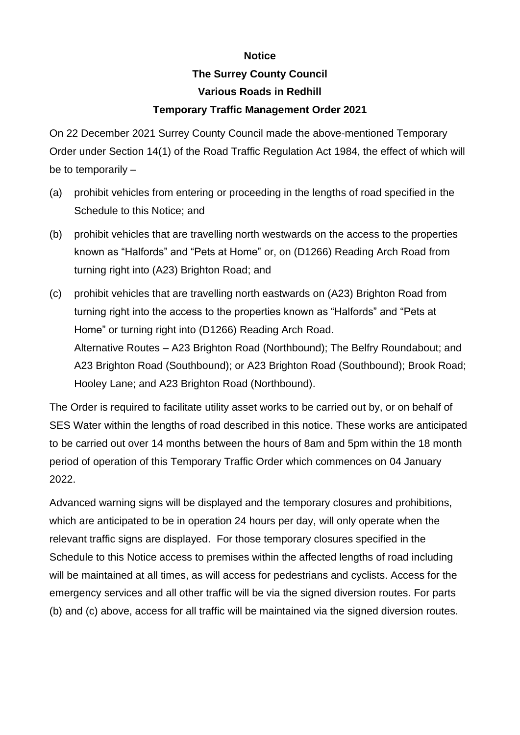**Notice**

**The Surrey County Council**

**Various Roads in Redhill**

**Temporary Traffic Management Order 2021**

On 22 December 2021 Surrey County Council made the above-mentioned Temporary Order under Section 14(1) of the Road Traffic Regulation Act 1984, the effect of which will be to temporarily –

(a) prohibit vehicles from entering or proceeding in the lengths of road specified in the Schedule to this Notice; and

(b) prohibit vehicles that are travelling north westwards on the access to the properties known as "Halfords" and "Pets at Home" or, on (D1266) Reading Arch Road from turning right into (A23) Brighton Road; and

(c) prohibit vehicles that are travelling north eastwards on (A23) Brighton Road from turning right into the access to the properties known as "Halfords" and "Pets at Home" or turning right into (D1266) Reading Arch Road.
Alternative Routes – A23 Brighton Road (Northbound); The Belfry Roundabout; and A23 Brighton Road (Southbound); or A23 Brighton Road (Southbound); Brook Road; Hooley Lane; and A23 Brighton Road (Northbound).

The Order is required to facilitate utility asset works to be carried out by, or on behalf of SES Water within the lengths of road described in this notice. These works are anticipated to be carried out over 14 months between the hours of 8am and 5pm within the 18 month period of operation of this Temporary Traffic Order which commences on 04 January 2022.

Advanced warning signs will be displayed and the temporary closures and prohibitions, which are anticipated to be in operation 24 hours per day, will only operate when the relevant traffic signs are displayed. For those temporary closures specified in the Schedule to this Notice access to premises within the affected lengths of road including will be maintained at all times, as will access for pedestrians and cyclists. Access for the emergency services and all other traffic will be via the signed diversion routes. For parts (b) and (c) above, access for all traffic will be maintained via the signed diversion routes.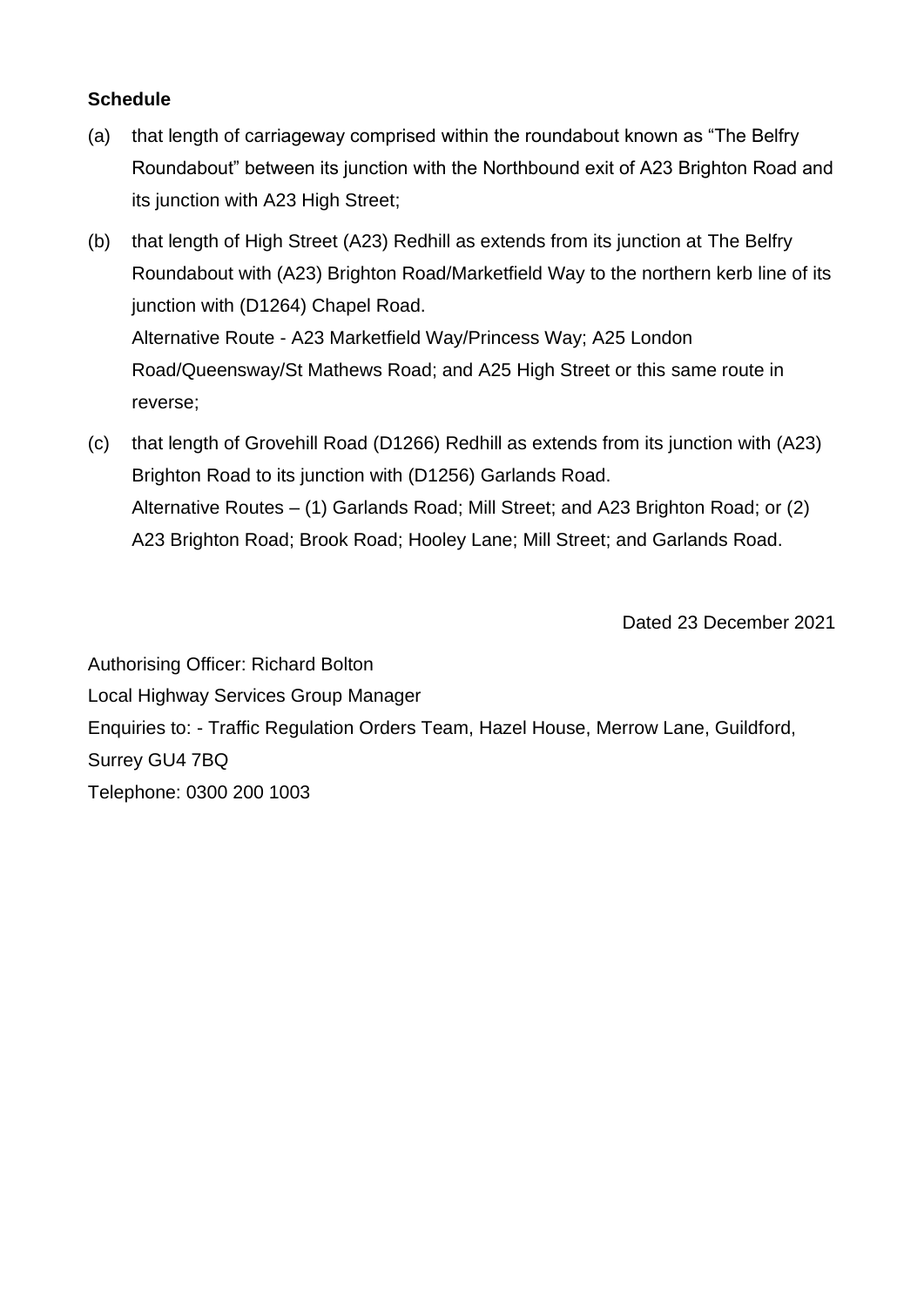**Schedule**

(a) that length of carriageway comprised within the roundabout known as “The Belfry Roundabout” between its junction with the Northbound exit of A23 Brighton Road and its junction with A23 High Street;

(b) that length of High Street (A23) Redhill as extends from its junction at The Belfry Roundabout with (A23) Brighton Road/Marketfield Way to the northern kerb line of its junction with (D1264) Chapel Road.
Alternative Route - A23 Marketfield Way/Princess Way; A25 London Road/Queensway/St Mathews Road; and A25 High Street or this same route in reverse;

(c) that length of Grovehill Road (D1266) Redhill as extends from its junction with (A23) Brighton Road to its junction with (D1256) Garlands Road.
Alternative Routes – (1) Garlands Road; Mill Street; and A23 Brighton Road; or (2) A23 Brighton Road; Brook Road; Hooley Lane; Mill Street; and Garlands Road.

Dated 23 December 2021

Authorising Officer: Richard Bolton
Local Highway Services Group Manager
Enquiries to: - Traffic Regulation Orders Team, Hazel House, Merrow Lane, Guildford, Surrey GU4 7BQ
Telephone: 0300 200 1003